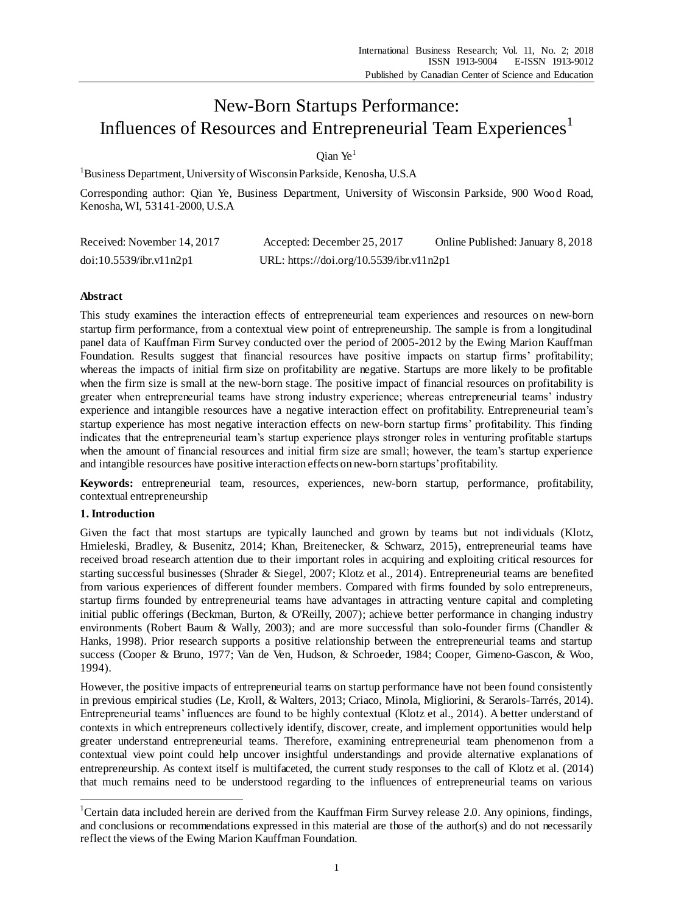# New-Born Startups Performance: Influences of Resources and Entrepreneurial Team Experiences[1]

Qian Ye[1]

[1]Business Department, University of Wisconsin Parkside, Kenosha, U.S.A

Corresponding author: Qian Ye, Business Department, University of Wisconsin Parkside, 900 Wood Road, Kenosha, WI, 53141-2000, U.S.A

Received: November 14, 2017    Accepted: December 25, 2017    Online Published: January 8, 2018

doi:10.5539/ibr.v11n2p1    URL: https://doi.org/10.5539/ibr.v11n2p1

**Abstract**

This study examines the interaction effects of entrepreneurial team experiences and resources on new-born startup firm performance, from a contextual view point of entrepreneurship. The sample is from a longitudinal panel data of Kauffman Firm Survey conducted over the period of 2005-2012 by the Ewing Marion Kauffman Foundation. Results suggest that financial resources have positive impacts on startup firms' profitability; whereas the impacts of initial firm size on profitability are negative. Startups are more likely to be profitable when the firm size is small at the new-born stage. The positive impact of financial resources on profitability is greater when entrepreneurial teams have strong industry experience; whereas entrepreneurial teams' industry experience and intangible resources have a negative interaction effect on profitability. Entrepreneurial team's startup experience has most negative interaction effects on new-born startup firms' profitability. This finding indicates that the entrepreneurial team's startup experience plays stronger roles in venturing profitable startups when the amount of financial resources and initial firm size are small; however, the team's startup experience and intangible resources have positive interaction effects on new-born startups' profitability.

**Keywords:** entrepreneurial team, resources, experiences, new-born startup, performance, profitability, contextual entrepreneurship

## 1. Introduction

Given the fact that most startups are typically launched and grown by teams but not individuals (Klotz, Hmieleski, Bradley, & Busenitz, 2014; Khan, Breitenecker, & Schwarz, 2015), entrepreneurial teams have received broad research attention due to their important roles in acquiring and exploiting critical resources for starting successful businesses (Shrader & Siegel, 2007; Klotz et al., 2014). Entrepreneurial teams are benefited from various experiences of different founder members. Compared with firms founded by solo entrepreneurs, startup firms founded by entrepreneurial teams have advantages in attracting venture capital and completing initial public offerings (Beckman, Burton, & O'Reilly, 2007); achieve better performance in changing industry environments (Robert Baum & Wally, 2003); and are more successful than solo-founder firms (Chandler & Hanks, 1998). Prior research supports a positive relationship between the entrepreneurial teams and startup success (Cooper & Bruno, 1977; Van de Ven, Hudson, & Schroeder, 1984; Cooper, Gimeno-Gascon, & Woo, 1994).

However, the positive impacts of entrepreneurial teams on startup performance have not been found consistently in previous empirical studies (Le, Kroll, & Walters, 2013; Criaco, Minola, Migliorini, & Serarols-Tarrés, 2014). Entrepreneurial teams' influences are found to be highly contextual (Klotz et al., 2014). A better understand of contexts in which entrepreneurs collectively identify, discover, create, and implement opportunities would help greater understand entrepreneurial teams. Therefore, examining entrepreneurial team phenomenon from a contextual view point could help uncover insightful understandings and provide alternative explanations of entrepreneurship. As context itself is multifaceted, the current study responses to the call of Klotz et al. (2014) that much remains need to be understood regarding to the influences of entrepreneurial teams on various

[1]Certain data included herein are derived from the Kauffman Firm Survey release 2.0. Any opinions, findings, and conclusions or recommendations expressed in this material are those of the author(s) and do not necessarily reflect the views of the Ewing Marion Kauffman Foundation.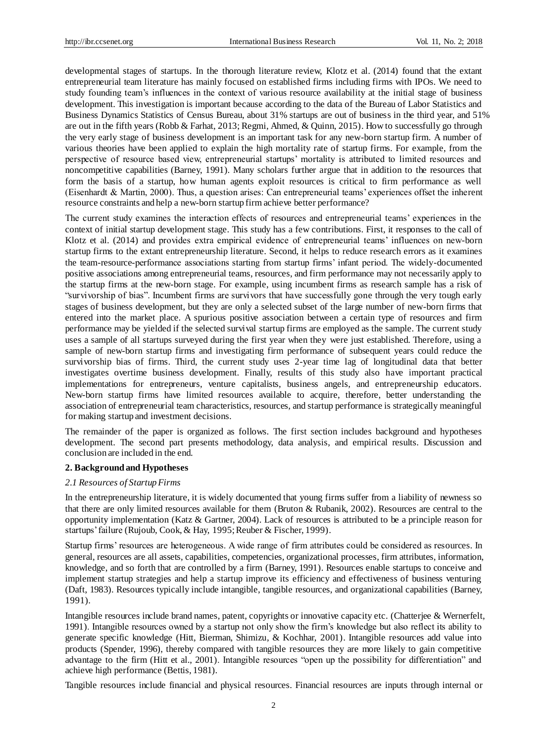developmental stages of startups. In the thorough literature review, Klotz et al. (2014) found that the extant entrepreneurial team literature has mainly focused on established firms including firms with IPOs. We need to study founding team's influences in the context of various resource availability at the initial stage of business development. This investigation is important because according to the data of the Bureau of Labor Statistics and Business Dynamics Statistics of Census Bureau, about 31% startups are out of business in the third year, and 51% are out in the fifth years (Robb & Farhat, 2013; Regmi, Ahmed, & Quinn, 2015). How to successfully go through the very early stage of business development is an important task for any new-born startup firm. A number of various theories have been applied to explain the high mortality rate of startup firms. For example, from the perspective of resource based view, entrepreneurial startups' mortality is attributed to limited resources and noncompetitive capabilities (Barney, 1991). Many scholars further argue that in addition to the resources that form the basis of a startup, how human agents exploit resources is critical to firm performance as well (Eisenhardt & Martin, 2000). Thus, a question arises: Can entrepreneurial teams' experiences offset the inherent resource constraints and help a new-born startup firm achieve better performance?

The current study examines the interaction effects of resources and entrepreneurial teams' experiences in the context of initial startup development stage. This study has a few contributions. First, it responses to the call of Klotz et al. (2014) and provides extra empirical evidence of entrepreneurial teams' influences on new-born startup firms to the extant entrepreneurship literature. Second, it helps to reduce research errors as it examines the team-resource-performance associations starting from startup firms' infant period. The widely-documented positive associations among entrepreneurial teams, resources, and firm performance may not necessarily apply to the startup firms at the new-born stage. For example, using incumbent firms as research sample has a risk of "survivorship of bias". Incumbent firms are survivors that have successfully gone through the very tough early stages of business development, but they are only a selected subset of the large number of new-born firms that entered into the market place. A spurious positive association between a certain type of resources and firm performance may be yielded if the selected survival startup firms are employed as the sample. The current study uses a sample of all startups surveyed during the first year when they were just established. Therefore, using a sample of new-born startup firms and investigating firm performance of subsequent years could reduce the survivorship bias of firms. Third, the current study uses 2-year time lag of longitudinal data that better investigates overtime business development. Finally, results of this study also have important practical implementations for entrepreneurs, venture capitalists, business angels, and entrepreneurship educators. New-born startup firms have limited resources available to acquire, therefore, better understanding the association of entrepreneurial team characteristics, resources, and startup performance is strategically meaningful for making startup and investment decisions.

The remainder of the paper is organized as follows. The first section includes background and hypotheses development. The second part presents methodology, data analysis, and empirical results. Discussion and conclusion are included in the end.

## 2. Background and Hypotheses

### *2.1 Resources of Startup Firms*

In the entrepreneurship literature, it is widely documented that young firms suffer from a liability of newness so that there are only limited resources available for them (Bruton & Rubanik, 2002). Resources are central to the opportunity implementation (Katz & Gartner, 2004). Lack of resources is attributed to be a principle reason for startups' failure (Rujoub, Cook, & Hay, 1995; Reuber & Fischer, 1999).

Startup firms' resources are heterogeneous. A wide range of firm attributes could be considered as resources. In general, resources are all assets, capabilities, competencies, organizational processes, firm attributes, information, knowledge, and so forth that are controlled by a firm (Barney, 1991). Resources enable startups to conceive and implement startup strategies and help a startup improve its efficiency and effectiveness of business venturing (Daft, 1983). Resources typically include intangible, tangible resources, and organizational capabilities (Barney, 1991).

Intangible resources include brand names, patent, copyrights or innovative capacity etc. (Chatterjee & Wernerfelt, 1991). Intangible resources owned by a startup not only show the firm's knowledge but also reflect its ability to generate specific knowledge (Hitt, Bierman, Shimizu, & Kochhar, 2001). Intangible resources add value into products (Spender, 1996), thereby compared with tangible resources they are more likely to gain competitive advantage to the firm (Hitt et al., 2001). Intangible resources "open up the possibility for differentiation" and achieve high performance (Bettis, 1981).

Tangible resources include financial and physical resources. Financial resources are inputs through internal or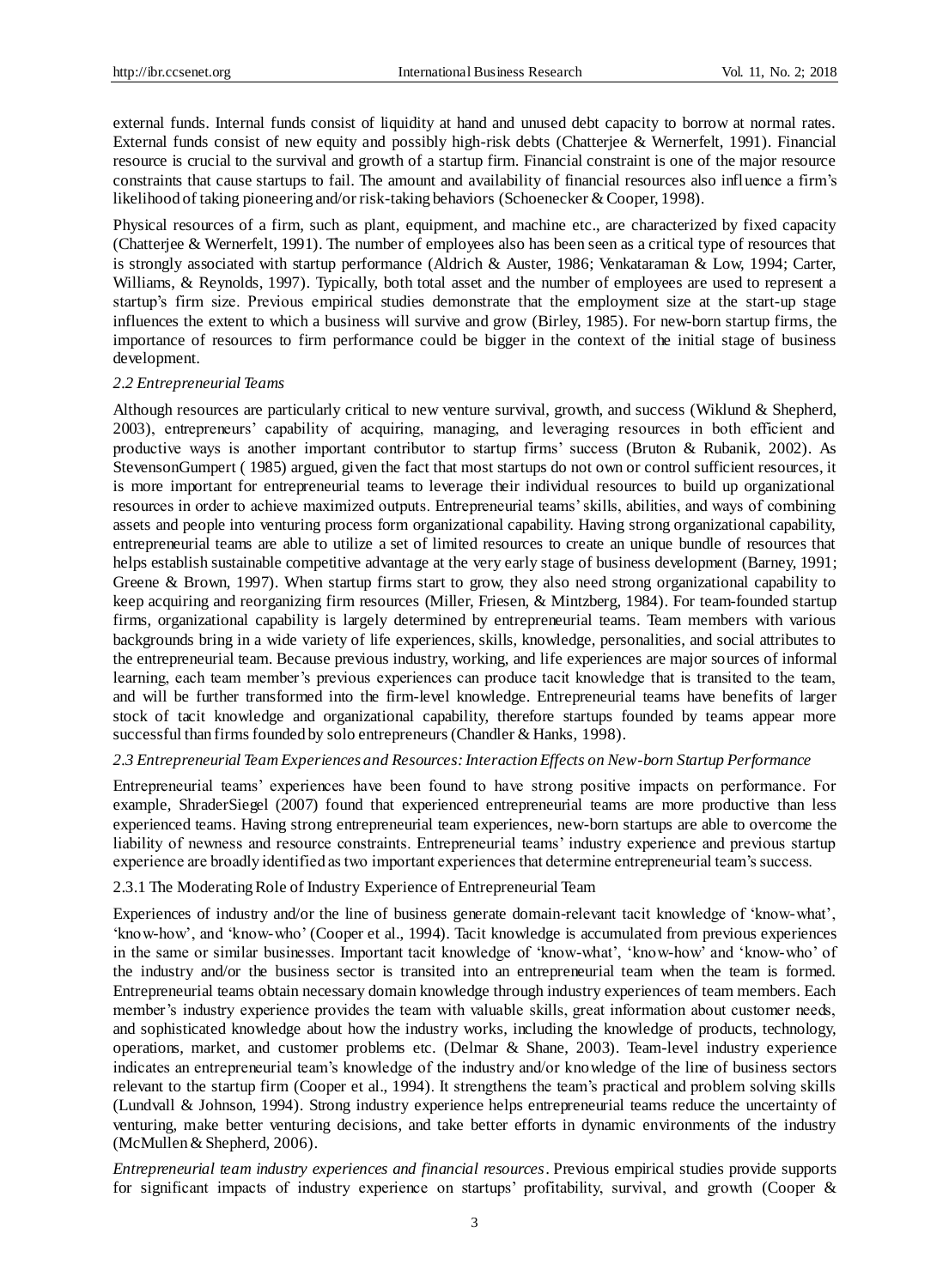external funds. Internal funds consist of liquidity at hand and unused debt capacity to borrow at normal rates. External funds consist of new equity and possibly high-risk debts (Chatterjee & Wernerfelt, 1991). Financial resource is crucial to the survival and growth of a startup firm. Financial constraint is one of the major resource constraints that cause startups to fail. The amount and availability of financial resources also influence a firm's likelihood of taking pioneering and/or risk-taking behaviors (Schoenecker & Cooper, 1998).

Physical resources of a firm, such as plant, equipment, and machine etc., are characterized by fixed capacity (Chatterjee & Wernerfelt, 1991). The number of employees also has been seen as a critical type of resources that is strongly associated with startup performance (Aldrich & Auster, 1986; Venkataraman & Low, 1994; Carter, Williams, & Reynolds, 1997). Typically, both total asset and the number of employees are used to represent a startup's firm size. Previous empirical studies demonstrate that the employment size at the start-up stage influences the extent to which a business will survive and grow (Birley, 1985). For new-born startup firms, the importance of resources to firm performance could be bigger in the context of the initial stage of business development.

### *2.2 Entrepreneurial Teams*

Although resources are particularly critical to new venture survival, growth, and success (Wiklund & Shepherd, 2003), entrepreneurs' capability of acquiring, managing, and leveraging resources in both efficient and productive ways is another important contributor to startup firms' success (Bruton & Rubanik, 2002). As StevensonGumpert ( 1985) argued, given the fact that most startups do not own or control sufficient resources, it is more important for entrepreneurial teams to leverage their individual resources to build up organizational resources in order to achieve maximized outputs. Entrepreneurial teams' skills, abilities, and ways of combining assets and people into venturing process form organizational capability. Having strong organizational capability, entrepreneurial teams are able to utilize a set of limited resources to create an unique bundle of resources that helps establish sustainable competitive advantage at the very early stage of business development (Barney, 1991; Greene & Brown, 1997). When startup firms start to grow, they also need strong organizational capability to keep acquiring and reorganizing firm resources (Miller, Friesen, & Mintzberg, 1984). For team-founded startup firms, organizational capability is largely determined by entrepreneurial teams. Team members with various backgrounds bring in a wide variety of life experiences, skills, knowledge, personalities, and social attributes to the entrepreneurial team. Because previous industry, working, and life experiences are major sources of informal learning, each team member's previous experiences can produce tacit knowledge that is transited to the team, and will be further transformed into the firm-level knowledge. Entrepreneurial teams have benefits of larger stock of tacit knowledge and organizational capability, therefore startups founded by teams appear more successful than firms founded by solo entrepreneurs (Chandler & Hanks, 1998).

### *2.3 Entrepreneurial Team Experiences and Resources: Interaction Effects on New-born Startup Performance*

Entrepreneurial teams' experiences have been found to have strong positive impacts on performance. For example, ShraderSiegel (2007) found that experienced entrepreneurial teams are more productive than less experienced teams. Having strong entrepreneurial team experiences, new-born startups are able to overcome the liability of newness and resource constraints. Entrepreneurial teams' industry experience and previous startup experience are broadly identified as two important experiences that determine entrepreneurial team's success.

#### 2.3.1 The Moderating Role of Industry Experience of Entrepreneurial Team

Experiences of industry and/or the line of business generate domain-relevant tacit knowledge of 'know-what', 'know-how', and 'know-who' (Cooper et al., 1994). Tacit knowledge is accumulated from previous experiences in the same or similar businesses. Important tacit knowledge of 'know-what', 'know-how' and 'know-who' of the industry and/or the business sector is transited into an entrepreneurial team when the team is formed. Entrepreneurial teams obtain necessary domain knowledge through industry experiences of team members. Each member's industry experience provides the team with valuable skills, great information about customer needs, and sophisticated knowledge about how the industry works, including the knowledge of products, technology, operations, market, and customer problems etc. (Delmar & Shane, 2003). Team-level industry experience indicates an entrepreneurial team's knowledge of the industry and/or knowledge of the line of business sectors relevant to the startup firm (Cooper et al., 1994). It strengthens the team's practical and problem solving skills (Lundvall & Johnson, 1994). Strong industry experience helps entrepreneurial teams reduce the uncertainty of venturing, make better venturing decisions, and take better efforts in dynamic environments of the industry (McMullen & Shepherd, 2006).

*Entrepreneurial team industry experiences and financial resources*. Previous empirical studies provide supports for significant impacts of industry experience on startups' profitability, survival, and growth (Cooper &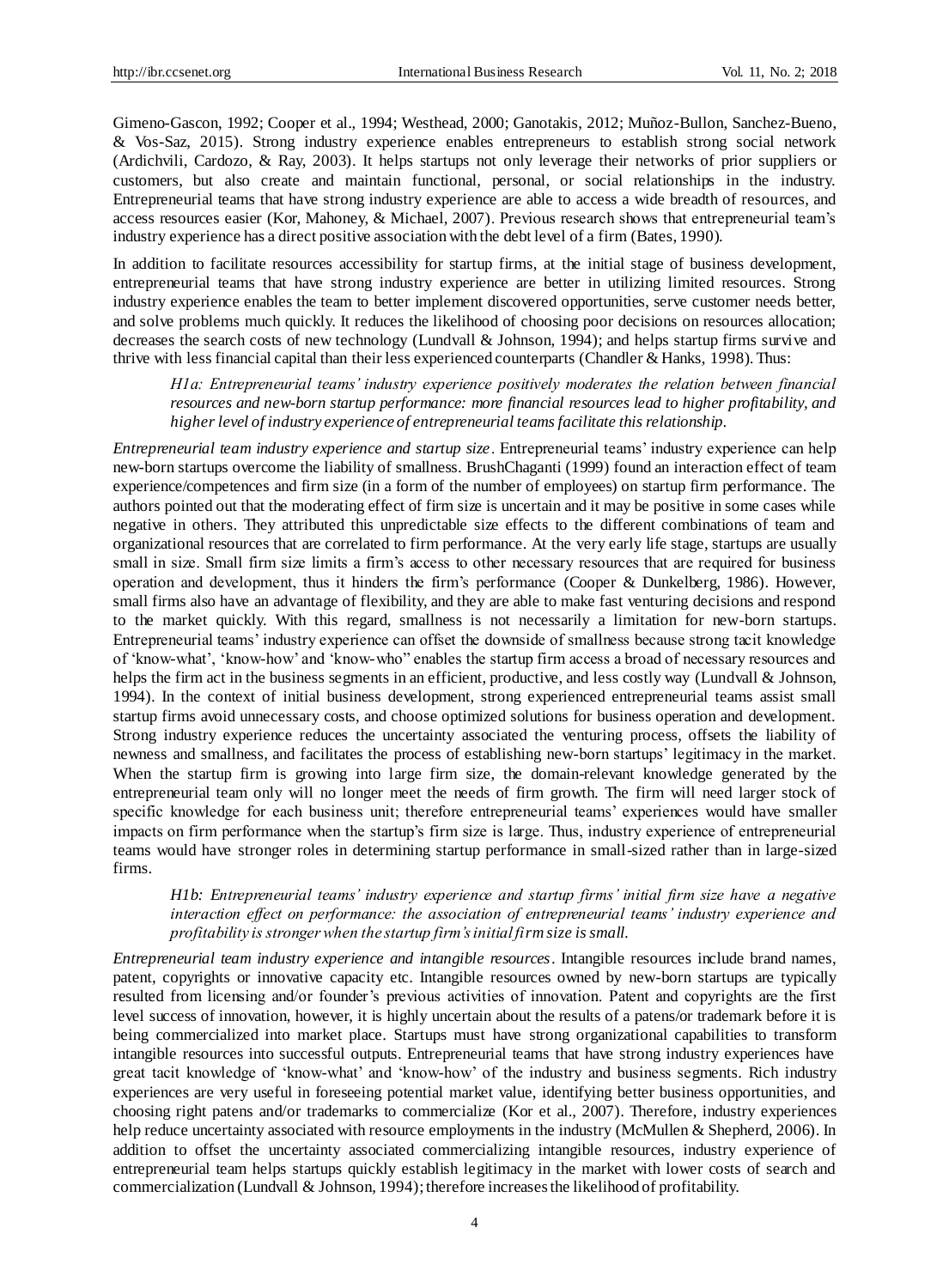Gimeno-Gascon, 1992; Cooper et al., 1994; Westhead, 2000; Ganotakis, 2012; Muñoz-Bullon, Sanchez-Bueno, & Vos-Saz, 2015). Strong industry experience enables entrepreneurs to establish strong social network (Ardichvili, Cardozo, & Ray, 2003). It helps startups not only leverage their networks of prior suppliers or customers, but also create and maintain functional, personal, or social relationships in the industry. Entrepreneurial teams that have strong industry experience are able to access a wide breadth of resources, and access resources easier (Kor, Mahoney, & Michael, 2007). Previous research shows that entrepreneurial team's industry experience has a direct positive association with the debt level of a firm (Bates, 1990).

In addition to facilitate resources accessibility for startup firms, at the initial stage of business development, entrepreneurial teams that have strong industry experience are better in utilizing limited resources. Strong industry experience enables the team to better implement discovered opportunities, serve customer needs better, and solve problems much quickly. It reduces the likelihood of choosing poor decisions on resources allocation; decreases the search costs of new technology (Lundvall & Johnson, 1994); and helps startup firms survive and thrive with less financial capital than their less experienced counterparts (Chandler & Hanks, 1998). Thus:

> *H1a: Entrepreneurial teams' industry experience positively moderates the relation between financial resources and new-born startup performance: more financial resources lead to higher profitability, and higher level of industry experience of entrepreneurial teams facilitate this relationship.*

*Entrepreneurial team industry experience and startup size*. Entrepreneurial teams' industry experience can help new-born startups overcome the liability of smallness. BrushChaganti (1999) found an interaction effect of team experience/competences and firm size (in a form of the number of employees) on startup firm performance. The authors pointed out that the moderating effect of firm size is uncertain and it may be positive in some cases while negative in others. They attributed this unpredictable size effects to the different combinations of team and organizational resources that are correlated to firm performance. At the very early life stage, startups are usually small in size. Small firm size limits a firm's access to other necessary resources that are required for business operation and development, thus it hinders the firm's performance (Cooper & Dunkelberg, 1986). However, small firms also have an advantage of flexibility, and they are able to make fast venturing decisions and respond to the market quickly. With this regard, smallness is not necessarily a limitation for new-born startups. Entrepreneurial teams' industry experience can offset the downside of smallness because strong tacit knowledge of 'know-what', 'know-how' and 'know-who" enables the startup firm access a broad of necessary resources and helps the firm act in the business segments in an efficient, productive, and less costly way (Lundvall & Johnson, 1994). In the context of initial business development, strong experienced entrepreneurial teams assist small startup firms avoid unnecessary costs, and choose optimized solutions for business operation and development. Strong industry experience reduces the uncertainty associated the venturing process, offsets the liability of newness and smallness, and facilitates the process of establishing new-born startups' legitimacy in the market. When the startup firm is growing into large firm size, the domain-relevant knowledge generated by the entrepreneurial team only will no longer meet the needs of firm growth. The firm will need larger stock of specific knowledge for each business unit; therefore entrepreneurial teams' experiences would have smaller impacts on firm performance when the startup's firm size is large. Thus, industry experience of entrepreneurial teams would have stronger roles in determining startup performance in small-sized rather than in large-sized firms.

> *H1b: Entrepreneurial teams' industry experience and startup firms' initial firm size have a negative interaction effect on performance: the association of entrepreneurial teams' industry experience and profitability is stronger when the startup firm's initial firm size is small.*

*Entrepreneurial team industry experience and intangible resources*. Intangible resources include brand names, patent, copyrights or innovative capacity etc. Intangible resources owned by new-born startups are typically resulted from licensing and/or founder's previous activities of innovation. Patent and copyrights are the first level success of innovation, however, it is highly uncertain about the results of a patens/or trademark before it is being commercialized into market place. Startups must have strong organizational capabilities to transform intangible resources into successful outputs. Entrepreneurial teams that have strong industry experiences have great tacit knowledge of 'know-what' and 'know-how' of the industry and business segments. Rich industry experiences are very useful in foreseeing potential market value, identifying better business opportunities, and choosing right patens and/or trademarks to commercialize (Kor et al., 2007). Therefore, industry experiences help reduce uncertainty associated with resource employments in the industry (McMullen & Shepherd, 2006). In addition to offset the uncertainty associated commercializing intangible resources, industry experience of entrepreneurial team helps startups quickly establish legitimacy in the market with lower costs of search and commercialization (Lundvall & Johnson, 1994); therefore increases the likelihood of profitability.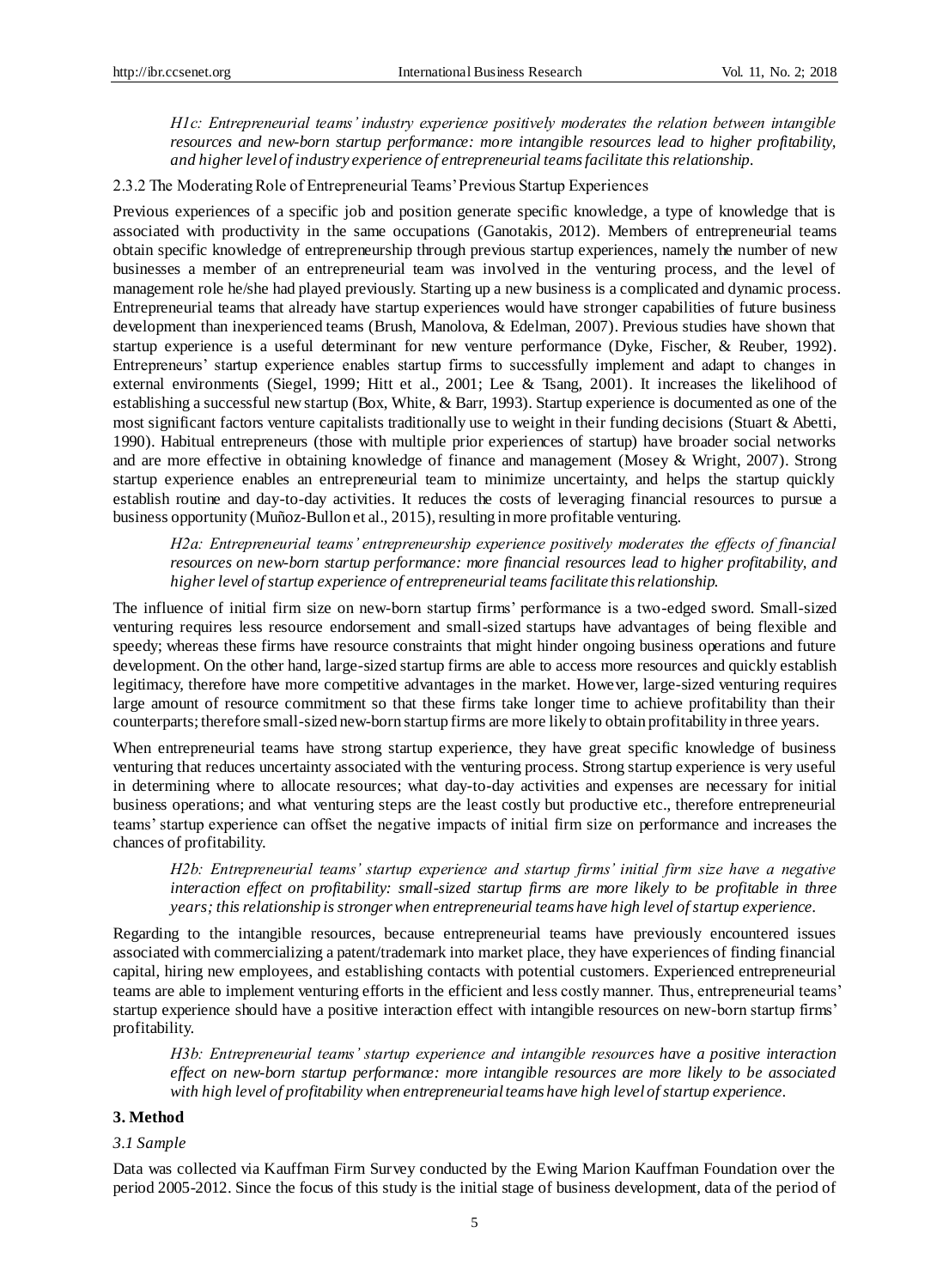*H1c: Entrepreneurial teams' industry experience positively moderates the relation between intangible resources and new-born startup performance: more intangible resources lead to higher profitability, and higher level of industry experience of entrepreneurial teams facilitate this relationship.*

2.3.2 The Moderating Role of Entrepreneurial Teams' Previous Startup Experiences

Previous experiences of a specific job and position generate specific knowledge, a type of knowledge that is associated with productivity in the same occupations (Ganotakis, 2012). Members of entrepreneurial teams obtain specific knowledge of entrepreneurship through previous startup experiences, namely the number of new businesses a member of an entrepreneurial team was involved in the venturing process, and the level of management role he/she had played previously. Starting up a new business is a complicated and dynamic process. Entrepreneurial teams that already have startup experiences would have stronger capabilities of future business development than inexperienced teams (Brush, Manolova, & Edelman, 2007). Previous studies have shown that startup experience is a useful determinant for new venture performance (Dyke, Fischer, & Reuber, 1992). Entrepreneurs' startup experience enables startup firms to successfully implement and adapt to changes in external environments (Siegel, 1999; Hitt et al., 2001; Lee & Tsang, 2001). It increases the likelihood of establishing a successful new startup (Box, White, & Barr, 1993). Startup experience is documented as one of the most significant factors venture capitalists traditionally use to weight in their funding decisions (Stuart & Abetti, 1990). Habitual entrepreneurs (those with multiple prior experiences of startup) have broader social networks and are more effective in obtaining knowledge of finance and management (Mosey & Wright, 2007). Strong startup experience enables an entrepreneurial team to minimize uncertainty, and helps the startup quickly establish routine and day-to-day activities. It reduces the costs of leveraging financial resources to pursue a business opportunity (Muñoz-Bullon et al., 2015), resulting in more profitable venturing.

*H2a: Entrepreneurial teams' entrepreneurship experience positively moderates the effects of financial resources on new-born startup performance: more financial resources lead to higher profitability, and higher level of startup experience of entrepreneurial teams facilitate this relationship.*

The influence of initial firm size on new-born startup firms' performance is a two-edged sword. Small-sized venturing requires less resource endorsement and small-sized startups have advantages of being flexible and speedy; whereas these firms have resource constraints that might hinder ongoing business operations and future development. On the other hand, large-sized startup firms are able to access more resources and quickly establish legitimacy, therefore have more competitive advantages in the market. However, large-sized venturing requires large amount of resource commitment so that these firms take longer time to achieve profitability than their counterparts; therefore small-sized new-born startup firms are more likely to obtain profitability in three years.

When entrepreneurial teams have strong startup experience, they have great specific knowledge of business venturing that reduces uncertainty associated with the venturing process. Strong startup experience is very useful in determining where to allocate resources; what day-to-day activities and expenses are necessary for initial business operations; and what venturing steps are the least costly but productive etc., therefore entrepreneurial teams' startup experience can offset the negative impacts of initial firm size on performance and increases the chances of profitability.

*H2b: Entrepreneurial teams' startup experience and startup firms' initial firm size have a negative interaction effect on profitability: small-sized startup firms are more likely to be profitable in three years; this relationship is stronger when entrepreneurial teams have high level of startup experience.*

Regarding to the intangible resources, because entrepreneurial teams have previously encountered issues associated with commercializing a patent/trademark into market place, they have experiences of finding financial capital, hiring new employees, and establishing contacts with potential customers. Experienced entrepreneurial teams are able to implement venturing efforts in the efficient and less costly manner. Thus, entrepreneurial teams' startup experience should have a positive interaction effect with intangible resources on new-born startup firms' profitability.

*H3b: Entrepreneurial teams' startup experience and intangible resources have a positive interaction effect on new-born startup performance: more intangible resources are more likely to be associated with high level of profitability when entrepreneurial teams have high level of startup experience.*

## 3. Method

### *3.1 Sample*

Data was collected via Kauffman Firm Survey conducted by the Ewing Marion Kauffman Foundation over the period 2005-2012. Since the focus of this study is the initial stage of business development, data of the period of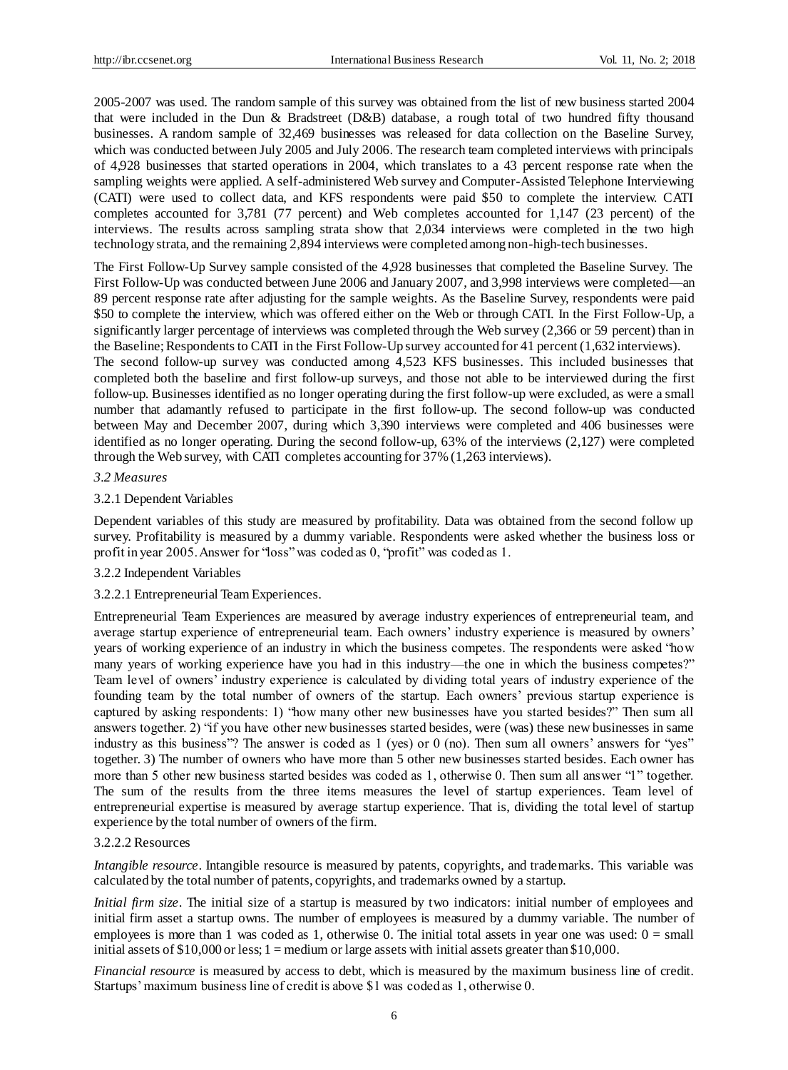2005-2007 was used. The random sample of this survey was obtained from the list of new business started 2004 that were included in the Dun & Bradstreet (D&B) database, a rough total of two hundred fifty thousand businesses. A random sample of 32,469 businesses was released for data collection on the Baseline Survey, which was conducted between July 2005 and July 2006. The research team completed interviews with principals of 4,928 businesses that started operations in 2004, which translates to a 43 percent response rate when the sampling weights were applied. A self-administered Web survey and Computer-Assisted Telephone Interviewing (CATI) were used to collect data, and KFS respondents were paid $50 to complete the interview. CATI completes accounted for 3,781 (77 percent) and Web completes accounted for 1,147 (23 percent) of the interviews. The results across sampling strata show that 2,034 interviews were completed in the two high technology strata, and the remaining 2,894 interviews were completed among non-high-tech businesses.

The First Follow-Up Survey sample consisted of the 4,928 businesses that completed the Baseline Survey. The First Follow-Up was conducted between June 2006 and January 2007, and 3,998 interviews were completed—an 89 percent response rate after adjusting for the sample weights. As the Baseline Survey, respondents were paid $50 to complete the interview, which was offered either on the Web or through CATI. In the First Follow-Up, a significantly larger percentage of interviews was completed through the Web survey (2,366 or 59 percent) than in the Baseline; Respondents to CATI in the First Follow-Up survey accounted for 41 percent (1,632 interviews).

The second follow-up survey was conducted among 4,523 KFS businesses. This included businesses that completed both the baseline and first follow-up surveys, and those not able to be interviewed during the first follow-up. Businesses identified as no longer operating during the first follow-up were excluded, as were a small number that adamantly refused to participate in the first follow-up. The second follow-up was conducted between May and December 2007, during which 3,390 interviews were completed and 406 businesses were identified as no longer operating. During the second follow-up, 63% of the interviews (2,127) were completed through the Web survey, with CATI completes accounting for 37% (1,263 interviews).

### *3.2 Measures*

#### 3.2.1 Dependent Variables

Dependent variables of this study are measured by profitability. Data was obtained from the second follow up survey. Profitability is measured by a dummy variable. Respondents were asked whether the business loss or profit in year 2005. Answer for "loss" was coded as 0, "profit" was coded as 1.

#### 3.2.2 Independent Variables

##### 3.2.2.1 Entrepreneurial Team Experiences.

Entrepreneurial Team Experiences are measured by average industry experiences of entrepreneurial team, and average startup experience of entrepreneurial team. Each owners' industry experience is measured by owners' years of working experience of an industry in which the business competes. The respondents were asked "how many years of working experience have you had in this industry—the one in which the business competes?" Team level of owners' industry experience is calculated by dividing total years of industry experience of the founding team by the total number of owners of the startup. Each owners' previous startup experience is captured by asking respondents: 1) "how many other new businesses have you started besides?" Then sum all answers together. 2) "if you have other new businesses started besides, were (was) these new businesses in same industry as this business"? The answer is coded as 1 (yes) or 0 (no). Then sum all owners' answers for "yes" together. 3) The number of owners who have more than 5 other new businesses started besides. Each owner has more than 5 other new business started besides was coded as 1, otherwise 0. Then sum all answer "1" together. The sum of the results from the three items measures the level of startup experiences. Team level of entrepreneurial expertise is measured by average startup experience. That is, dividing the total level of startup experience by the total number of owners of the firm.

##### 3.2.2.2 Resources

*Intangible resource*. Intangible resource is measured by patents, copyrights, and trademarks. This variable was calculated by the total number of patents, copyrights, and trademarks owned by a startup.

*Initial firm size*. The initial size of a startup is measured by two indicators: initial number of employees and initial firm asset a startup owns. The number of employees is measured by a dummy variable. The number of employees is more than 1 was coded as 1, otherwise 0. The initial total assets in year one was used: 0 = small initial assets of $10,000 or less; 1 = medium or large assets with initial assets greater than $10,000.

*Financial resource* is measured by access to debt, which is measured by the maximum business line of credit. Startups' maximum business line of credit is above $1 was coded as 1, otherwise 0.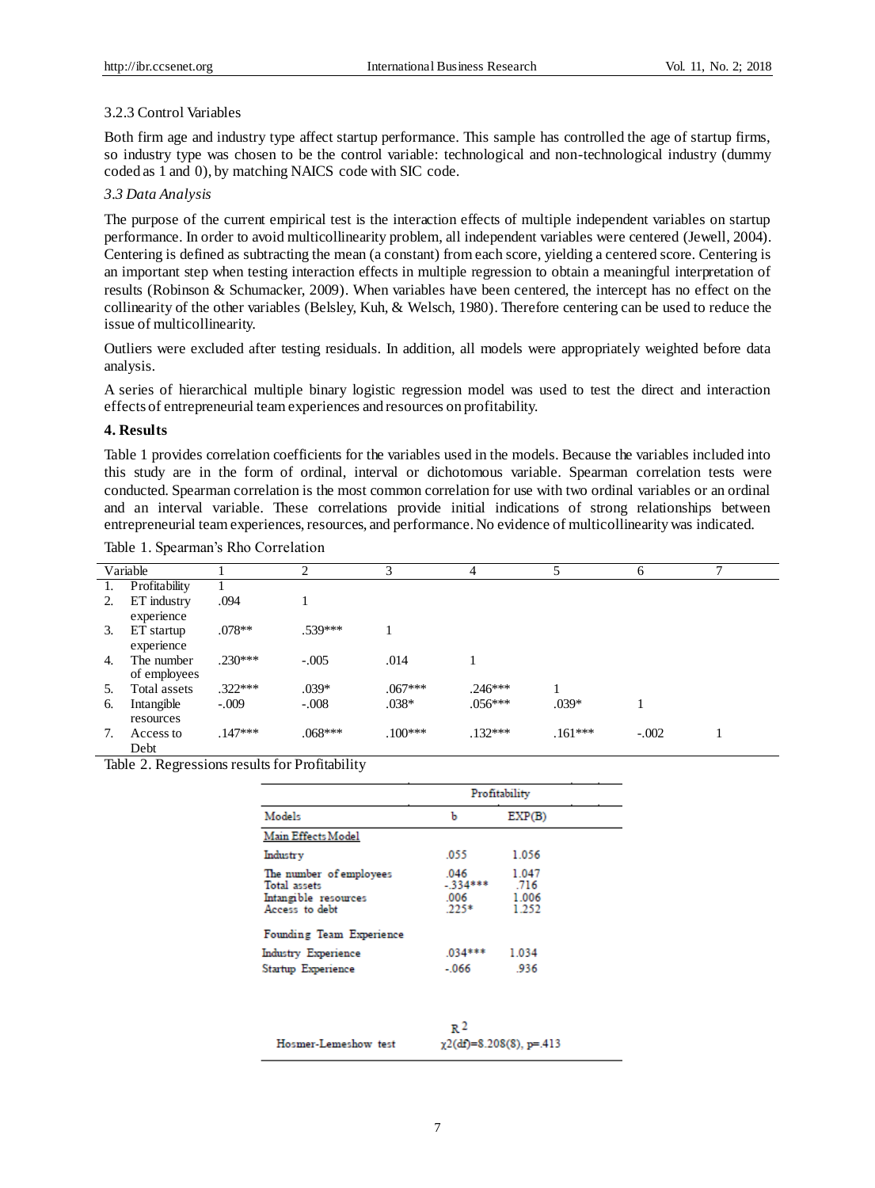### 3.2.3 Control Variables

Both firm age and industry type affect startup performance. This sample has controlled the age of startup firms, so industry type was chosen to be the control variable: technological and non-technological industry (dummy coded as 1 and 0), by matching NAICS code with SIC code.

### *3.3 Data Analysis*

The purpose of the current empirical test is the interaction effects of multiple independent variables on startup performance. In order to avoid multicollinearity problem, all independent variables were centered (Jewell, 2004). Centering is defined as subtracting the mean (a constant) from each score, yielding a centered score. Centering is an important step when testing interaction effects in multiple regression to obtain a meaningful interpretation of results (Robinson & Schumacker, 2009). When variables have been centered, the intercept has no effect on the collinearity of the other variables (Belsley, Kuh, & Welsch, 1980). Therefore centering can be used to reduce the issue of multicollinearity.

Outliers were excluded after testing residuals. In addition, all models were appropriately weighted before data analysis.

A series of hierarchical multiple binary logistic regression model was used to test the direct and interaction effects of entrepreneurial team experiences and resources on profitability.

## 4. Results

Table 1 provides correlation coefficients for the variables used in the models. Because the variables included into this study are in the form of ordinal, interval or dichotomous variable. Spearman correlation tests were conducted. Spearman correlation is the most common correlation for use with two ordinal variables or an ordinal and an interval variable. These correlations provide initial indications of strong relationships between entrepreneurial team experiences, resources, and performance. No evidence of multicollinearity was indicated.

Table 1. Spearman's Rho Correlation

| Variable | 1 | 2 | 3 | 4 | 5 | 6 | 7 |
|---|---|---|---|---|---|---|---|
| 1. Profitability | 1 | | | | | | |
| 2. ET industry experience | .094 | 1 | | | | | |
| 3. ET startup experience | .078** | .539*** | 1 | | | | |
| 4. The number of employees | .230*** | -.005 | .014 | 1 | | | |
| 5. Total assets | .322*** | .039* | .067*** | .246*** | 1 | | |
| 6. Intangible resources | -.009 | -.008 | .038* | .056*** | .039* | 1 | |
| 7. Access to Debt | .147*** | .068*** | .100*** | .132*** | .161*** | -.002 | 1 |

Table 2. Regressions results for Profitability

| Models | Profitability b | Profitability EXP(B) |
|---|---|---|
| Main Effects Model | | |
| Industry | .055 | 1.056 |
| The number of employees | .046 | 1.047 |
| Total assets | -.334*** | .716 |
| Intangible resources | .006 | 1.006 |
| Access to debt | .225* | 1.252 |
| Founding Team Experience | | |
| Industry Experience | .034*** | 1.034 |
| Startup Experience | -.066 | .936 |
| | $R^2$ | |
| Hosmer-Lemeshow test | $\chi 2(df)=8.208(8)$, $p=.413$ | |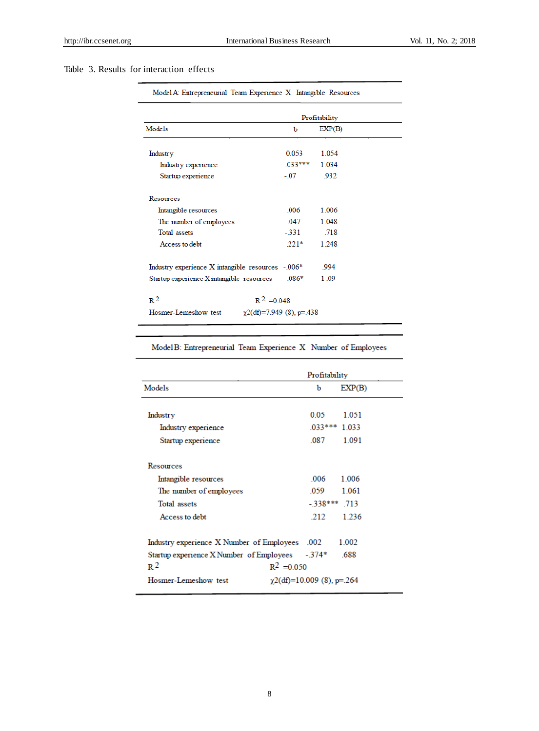Table 3. Results for interaction effects

| Model A: Entrepreneurial Team Experience X Intangible Resources | | |
|---|---|---|
| | Profitability | |
| Models | b | EXP(B) |
| Industry | 0.053 | 1.054 |
| Industry experience | .033*** | 1.034 |
| Startup experience | -.07 | .932 |
| Resources | | |
| Intangible resources | .006 | 1.006 |
| The number of employees | .047 | 1.048 |
| Total assets | -.331 | .718 |
| Access to debt | .221* | 1.248 |
| Industry experience X intangible resources | -.006* | .994 |
| Startup experience X intangible resources | .086* | 1.09 |
| $R^2$ | $R^2$ =0.048 | |
| Hosmer-Lemeshow test | $\chi2$(df)=7.949 (8), p=.438 | |

| Model B: Entrepreneurial Team Experience X Number of Employees | | |
|---|---|---|
| | Profitability | |
| Models | b | EXP(B) |
| Industry | 0.05 | 1.051 |
| Industry experience | .033*** | 1.033 |
| Startup experience | .087 | 1.091 |
| Resources | | |
| Intangible resources | .006 | 1.006 |
| The number of employees | .059 | 1.061 |
| Total assets | -.338*** | .713 |
| Access to debt | .212 | 1.236 |
| Industry experience X Number of Employees | .002 | 1.002 |
| Startup experience X Number of Employees | -.374* | .688 |
| $R^2$ | $R^2$ =0.050 | |
| Hosmer-Lemeshow test | $\chi2$(df)=10.009 (8), p=.264 | |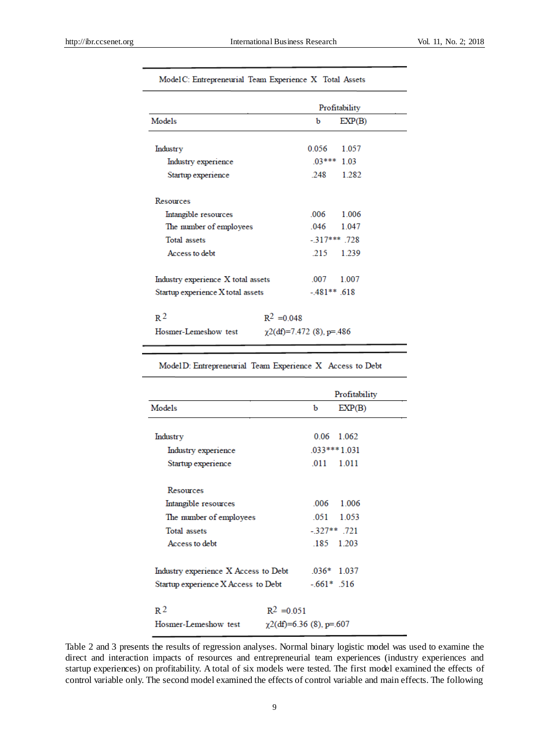| Model C: Entrepreneurial Team Experience X Total Assets | | |
|---|---|---|
| | Profitability | |
| Models | b | EXP(B) |
| Industry | 0.056 | 1.057 |
| Industry experience | .03*** | 1.03 |
| Startup experience | .248 | 1.282 |
| Resources | | |
| Intangible resources | .006 | 1.006 |
| The number of employees | .046 | 1.047 |
| Total assets | -.317*** | .728 |
| Access to debt | .215 | 1.239 |
| Industry experience X total assets | .007 | 1.007 |
| Startup experience X total assets | -.481** | .618 |
| $R^2$ | $R^2$ =0.048 | |
| Hosmer-Lemeshow test | $\chi 2$(df)=7.472 (8), p=.486 | |

| Model D: Entrepreneurial Team Experience X Access to Debt | | |
|---|---|---|
| | Profitability | |
| Models | b | EXP(B) |
| Industry | 0.06 | 1.062 |
| Industry experience | .033*** | 1.031 |
| Startup experience | .011 | 1.011 |
| Resources | | |
| Intangible resources | .006 | 1.006 |
| The number of employees | .051 | 1.053 |
| Total assets | -.327** | .721 |
| Access to debt | .185 | 1.203 |
| Industry experience X Access to Debt | .036* | 1.037 |
| Startup experience X Access to Debt | -.661* | .516 |
| $R^2$ | $R^2$ =0.051 | |
| Hosmer-Lemeshow test | $\chi 2$(df)=6.36 (8), p=.607 | |

Table 2 and 3 presents the results of regression analyses. Normal binary logistic model was used to examine the direct and interaction impacts of resources and entrepreneurial team experiences (industry experiences and startup experiences) on profitability. A total of six models were tested. The first model examined the effects of control variable only. The second model examined the effects of control variable and main effects. The following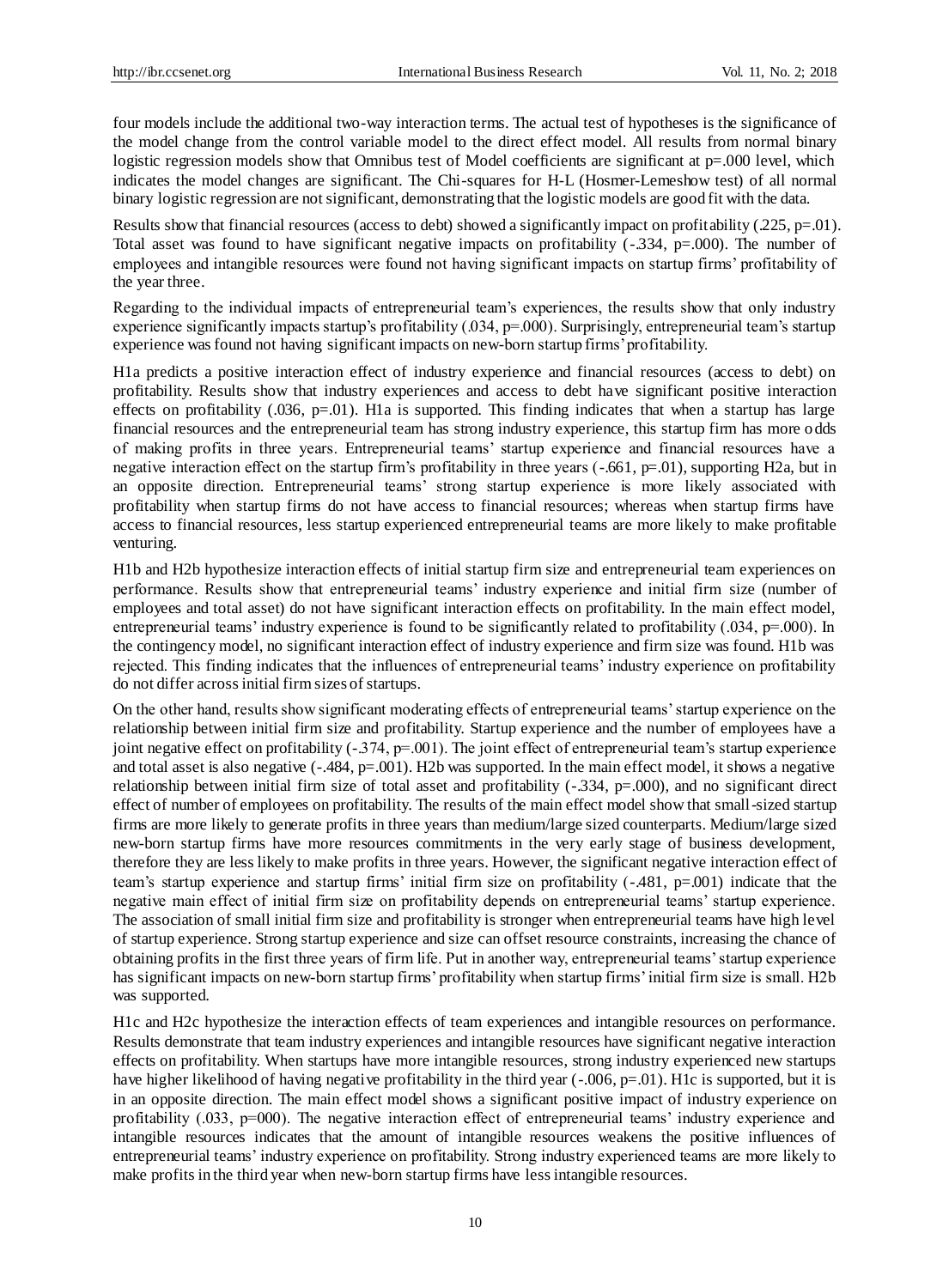four models include the additional two-way interaction terms. The actual test of hypotheses is the significance of the model change from the control variable model to the direct effect model. All results from normal binary logistic regression models show that Omnibus test of Model coefficients are significant at p=.000 level, which indicates the model changes are significant. The Chi-squares for H-L (Hosmer-Lemeshow test) of all normal binary logistic regression are not significant, demonstrating that the logistic models are good fit with the data.

Results show that financial resources (access to debt) showed a significantly impact on profitability (.225, p=.01). Total asset was found to have significant negative impacts on profitability (-.334, p=.000). The number of employees and intangible resources were found not having significant impacts on startup firms' profitability of the year three.

Regarding to the individual impacts of entrepreneurial team's experiences, the results show that only industry experience significantly impacts startup's profitability (.034, p=.000). Surprisingly, entrepreneurial team's startup experience was found not having significant impacts on new-born startup firms' profitability.

H1a predicts a positive interaction effect of industry experience and financial resources (access to debt) on profitability. Results show that industry experiences and access to debt have significant positive interaction effects on profitability (.036, p=.01). H1a is supported. This finding indicates that when a startup has large financial resources and the entrepreneurial team has strong industry experience, this startup firm has more odds of making profits in three years. Entrepreneurial teams' startup experience and financial resources have a negative interaction effect on the startup firm's profitability in three years (-.661, p=.01), supporting H2a, but in an opposite direction. Entrepreneurial teams' strong startup experience is more likely associated with profitability when startup firms do not have access to financial resources; whereas when startup firms have access to financial resources, less startup experienced entrepreneurial teams are more likely to make profitable venturing.

H1b and H2b hypothesize interaction effects of initial startup firm size and entrepreneurial team experiences on performance. Results show that entrepreneurial teams' industry experience and initial firm size (number of employees and total asset) do not have significant interaction effects on profitability. In the main effect model, entrepreneurial teams' industry experience is found to be significantly related to profitability (.034, p=.000). In the contingency model, no significant interaction effect of industry experience and firm size was found. H1b was rejected. This finding indicates that the influences of entrepreneurial teams' industry experience on profitability do not differ across initial firm sizes of startups.

On the other hand, results show significant moderating effects of entrepreneurial teams' startup experience on the relationship between initial firm size and profitability. Startup experience and the number of employees have a joint negative effect on profitability (-.374, p=.001). The joint effect of entrepreneurial team's startup experience and total asset is also negative (-.484, p=.001). H2b was supported. In the main effect model, it shows a negative relationship between initial firm size of total asset and profitability (-.334, p=.000), and no significant direct effect of number of employees on profitability. The results of the main effect model show that small-sized startup firms are more likely to generate profits in three years than medium/large sized counterparts. Medium/large sized new-born startup firms have more resources commitments in the very early stage of business development, therefore they are less likely to make profits in three years. However, the significant negative interaction effect of team's startup experience and startup firms' initial firm size on profitability (-.481, p=.001) indicate that the negative main effect of initial firm size on profitability depends on entrepreneurial teams' startup experience. The association of small initial firm size and profitability is stronger when entrepreneurial teams have high level of startup experience. Strong startup experience and size can offset resource constraints, increasing the chance of obtaining profits in the first three years of firm life. Put in another way, entrepreneurial teams' startup experience has significant impacts on new-born startup firms' profitability when startup firms' initial firm size is small. H2b was supported.

H1c and H2c hypothesize the interaction effects of team experiences and intangible resources on performance. Results demonstrate that team industry experiences and intangible resources have significant negative interaction effects on profitability. When startups have more intangible resources, strong industry experienced new startups have higher likelihood of having negative profitability in the third year (-.006, p=.01). H1c is supported, but it is in an opposite direction. The main effect model shows a significant positive impact of industry experience on profitability (.033, p=000). The negative interaction effect of entrepreneurial teams' industry experience and intangible resources indicates that the amount of intangible resources weakens the positive influences of entrepreneurial teams' industry experience on profitability. Strong industry experienced teams are more likely to make profits in the third year when new-born startup firms have less intangible resources.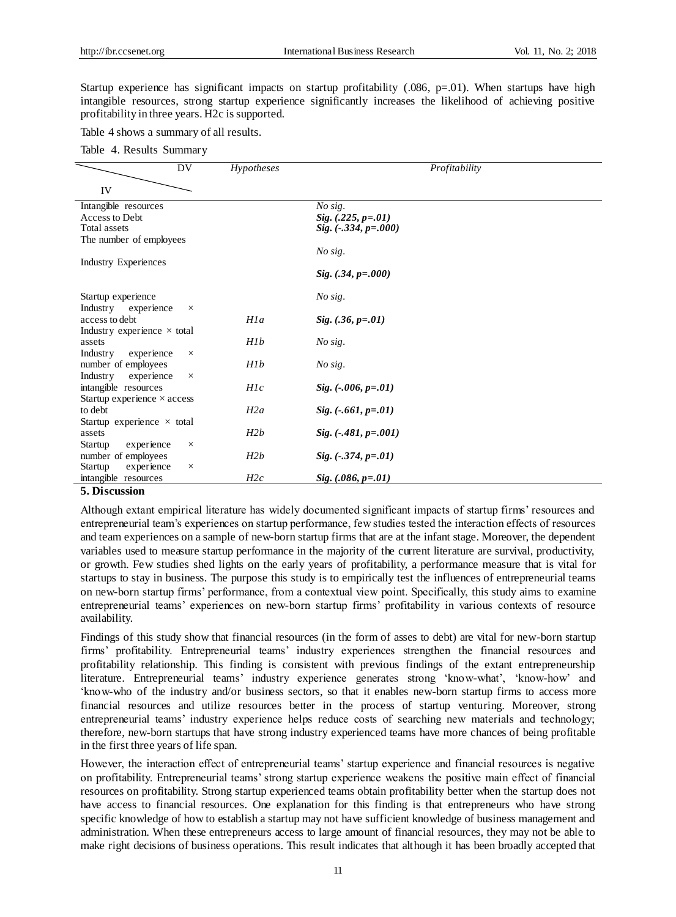Startup experience has significant impacts on startup profitability (.086, p=.01). When startups have high intangible resources, strong startup experience significantly increases the likelihood of achieving positive profitability in three years. H2c is supported.

Table 4 shows a summary of all results.

Table 4. Results Summary

| IV \ DV | *Hypotheses* | *Profitability* |
|---|---|---|
| Intangible resources | | *No sig.* |
| Access to Debt | | ***Sig. (.225, p=.01)*** |
| Total assets | | ***Sig. (-.334, p=.000)*** |
| The number of employees | | *No sig.* |
| Industry Experiences | | ***Sig. (.34, p=.000)*** |
| Startup experience | | *No sig.* |
| Industry experience × access to debt | *H1a* | ***Sig. (.36, p=.01)*** |
| Industry experience × total assets | *H1b* | *No sig.* |
| Industry experience × number of employees | *H1b* | *No sig.* |
| Industry experience × intangible resources | *H1c* | ***Sig. (-.006, p=.01)*** |
| Startup experience × access to debt | *H2a* | ***Sig. (-.661, p=.01)*** |
| Startup experience × total assets | *H2b* | ***Sig. (-.481, p=.001)*** |
| Startup experience × number of employees | *H2b* | ***Sig. (-.374, p=.01)*** |
| Startup experience × intangible resources | *H2c* | ***Sig. (.086, p=.01)*** |

## 5. Discussion

Although extant empirical literature has widely documented significant impacts of startup firms' resources and entrepreneurial team's experiences on startup performance, few studies tested the interaction effects of resources and team experiences on a sample of new-born startup firms that are at the infant stage. Moreover, the dependent variables used to measure startup performance in the majority of the current literature are survival, productivity, or growth. Few studies shed lights on the early years of profitability, a performance measure that is vital for startups to stay in business. The purpose this study is to empirically test the influences of entrepreneurial teams on new-born startup firms' performance, from a contextual view point. Specifically, this study aims to examine entrepreneurial teams' experiences on new-born startup firms' profitability in various contexts of resource availability.

Findings of this study show that financial resources (in the form of asses to debt) are vital for new-born startup firms' profitability. Entrepreneurial teams' industry experiences strengthen the financial resources and profitability relationship. This finding is consistent with previous findings of the extant entrepreneurship literature. Entrepreneurial teams' industry experience generates strong 'know-what', 'know-how' and 'know-who of the industry and/or business sectors, so that it enables new-born startup firms to access more financial resources and utilize resources better in the process of startup venturing. Moreover, strong entrepreneurial teams' industry experience helps reduce costs of searching new materials and technology; therefore, new-born startups that have strong industry experienced teams have more chances of being profitable in the first three years of life span.

However, the interaction effect of entrepreneurial teams' startup experience and financial resources is negative on profitability. Entrepreneurial teams' strong startup experience weakens the positive main effect of financial resources on profitability. Strong startup experienced teams obtain profitability better when the startup does not have access to financial resources. One explanation for this finding is that entrepreneurs who have strong specific knowledge of how to establish a startup may not have sufficient knowledge of business management and administration. When these entrepreneurs access to large amount of financial resources, they may not be able to make right decisions of business operations. This result indicates that although it has been broadly accepted that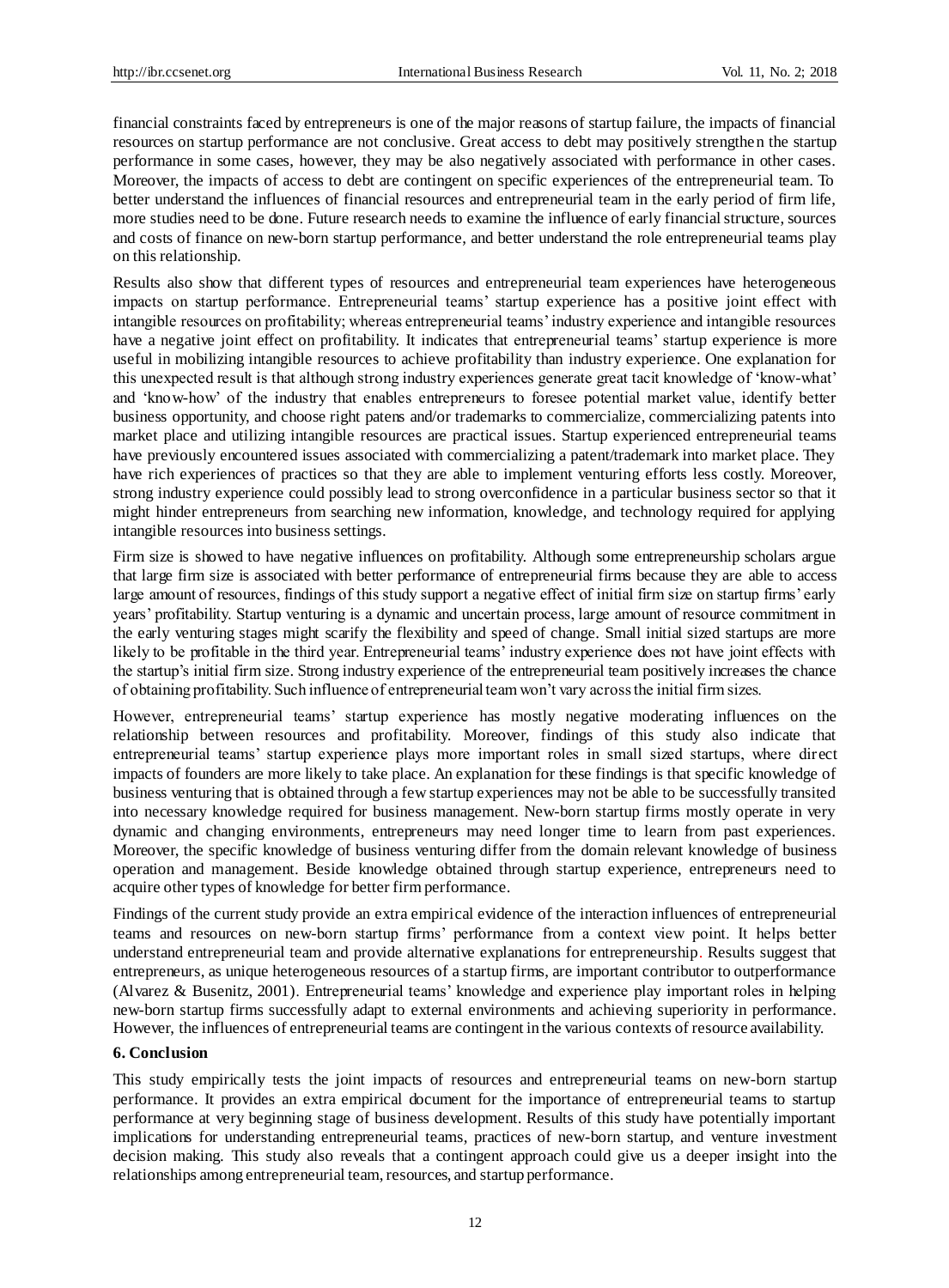financial constraints faced by entrepreneurs is one of the major reasons of startup failure, the impacts of financial resources on startup performance are not conclusive. Great access to debt may positively strengthen the startup performance in some cases, however, they may be also negatively associated with performance in other cases. Moreover, the impacts of access to debt are contingent on specific experiences of the entrepreneurial team. To better understand the influences of financial resources and entrepreneurial team in the early period of firm life, more studies need to be done. Future research needs to examine the influence of early financial structure, sources and costs of finance on new-born startup performance, and better understand the role entrepreneurial teams play on this relationship.

Results also show that different types of resources and entrepreneurial team experiences have heterogeneous impacts on startup performance. Entrepreneurial teams' startup experience has a positive joint effect with intangible resources on profitability; whereas entrepreneurial teams' industry experience and intangible resources have a negative joint effect on profitability. It indicates that entrepreneurial teams' startup experience is more useful in mobilizing intangible resources to achieve profitability than industry experience. One explanation for this unexpected result is that although strong industry experiences generate great tacit knowledge of 'know-what' and 'know-how' of the industry that enables entrepreneurs to foresee potential market value, identify better business opportunity, and choose right patens and/or trademarks to commercialize, commercializing patents into market place and utilizing intangible resources are practical issues. Startup experienced entrepreneurial teams have previously encountered issues associated with commercializing a patent/trademark into market place. They have rich experiences of practices so that they are able to implement venturing efforts less costly. Moreover, strong industry experience could possibly lead to strong overconfidence in a particular business sector so that it might hinder entrepreneurs from searching new information, knowledge, and technology required for applying intangible resources into business settings.

Firm size is showed to have negative influences on profitability. Although some entrepreneurship scholars argue that large firm size is associated with better performance of entrepreneurial firms because they are able to access large amount of resources, findings of this study support a negative effect of initial firm size on startup firms' early years' profitability. Startup venturing is a dynamic and uncertain process, large amount of resource commitment in the early venturing stages might scarify the flexibility and speed of change. Small initial sized startups are more likely to be profitable in the third year. Entrepreneurial teams' industry experience does not have joint effects with the startup's initial firm size. Strong industry experience of the entrepreneurial team positively increases the chance of obtaining profitability. Such influence of entrepreneurial team won't vary across the initial firm sizes.

However, entrepreneurial teams' startup experience has mostly negative moderating influences on the relationship between resources and profitability. Moreover, findings of this study also indicate that entrepreneurial teams' startup experience plays more important roles in small sized startups, where direct impacts of founders are more likely to take place. An explanation for these findings is that specific knowledge of business venturing that is obtained through a few startup experiences may not be able to be successfully transited into necessary knowledge required for business management. New-born startup firms mostly operate in very dynamic and changing environments, entrepreneurs may need longer time to learn from past experiences. Moreover, the specific knowledge of business venturing differ from the domain relevant knowledge of business operation and management. Beside knowledge obtained through startup experience, entrepreneurs need to acquire other types of knowledge for better firm performance.

Findings of the current study provide an extra empirical evidence of the interaction influences of entrepreneurial teams and resources on new-born startup firms' performance from a context view point. It helps better understand entrepreneurial team and provide alternative explanations for entrepreneurship. Results suggest that entrepreneurs, as unique heterogeneous resources of a startup firms, are important contributor to outperformance (Alvarez & Busenitz, 2001). Entrepreneurial teams' knowledge and experience play important roles in helping new-born startup firms successfully adapt to external environments and achieving superiority in performance. However, the influences of entrepreneurial teams are contingent in the various contexts of resource availability.

## 6. Conclusion

This study empirically tests the joint impacts of resources and entrepreneurial teams on new-born startup performance. It provides an extra empirical document for the importance of entrepreneurial teams to startup performance at very beginning stage of business development. Results of this study have potentially important implications for understanding entrepreneurial teams, practices of new-born startup, and venture investment decision making. This study also reveals that a contingent approach could give us a deeper insight into the relationships among entrepreneurial team, resources, and startup performance.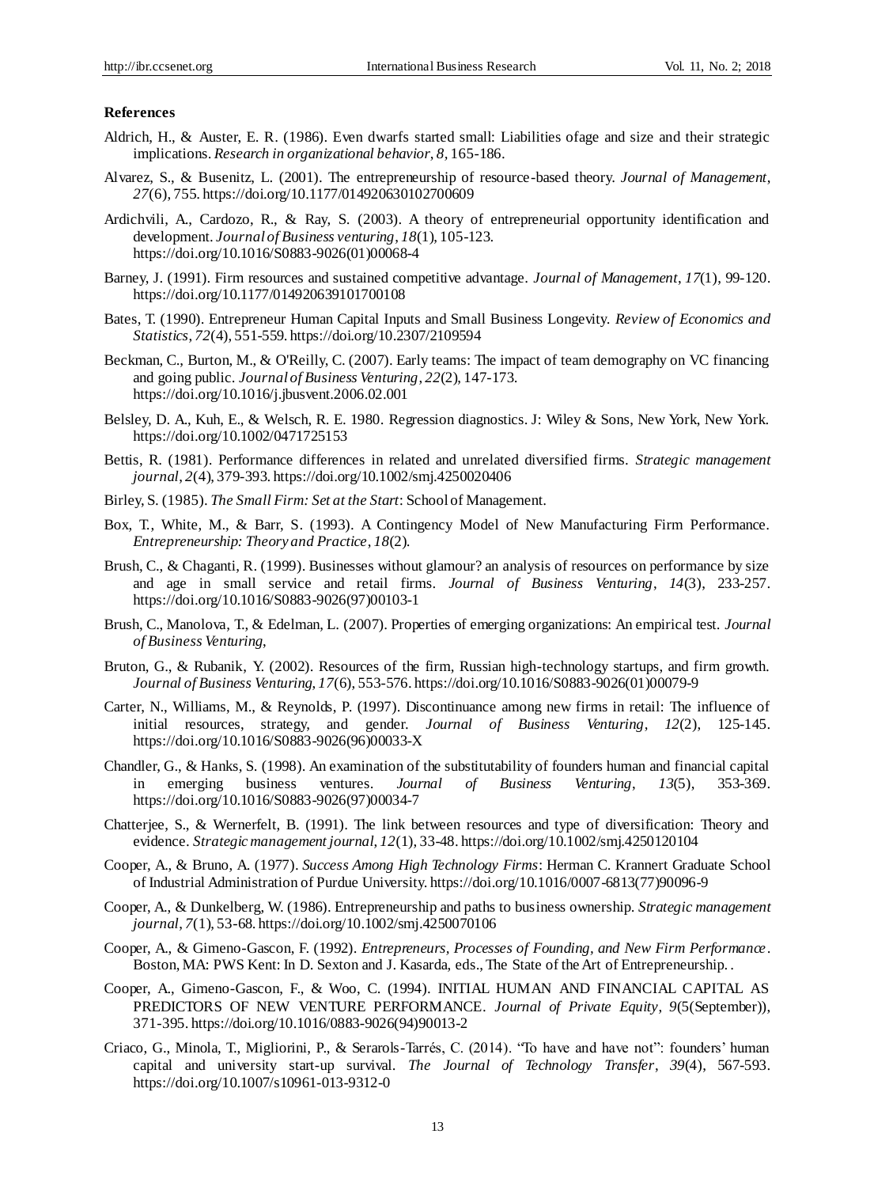## References

Aldrich, H., & Auster, E. R. (1986). Even dwarfs started small: Liabilities ofage and size and their strategic implications. *Research in organizational behavior, 8,* 165-186.

Alvarez, S., & Busenitz, L. (2001). The entrepreneurship of resource-based theory. *Journal of Management*, *27*(6), 755. https://doi.org/10.1177/014920630102700609

Ardichvili, A., Cardozo, R., & Ray, S. (2003). A theory of entrepreneurial opportunity identification and development. *Journal of Business venturing*, *18*(1), 105-123. https://doi.org/10.1016/S0883-9026(01)00068-4

Barney, J. (1991). Firm resources and sustained competitive advantage. *Journal of Management*, *17*(1), 99-120. https://doi.org/10.1177/014920639101700108

Bates, T. (1990). Entrepreneur Human Capital Inputs and Small Business Longevity. *Review of Economics and Statistics*, *72*(4), 551-559. https://doi.org/10.2307/2109594

Beckman, C., Burton, M., & O'Reilly, C. (2007). Early teams: The impact of team demography on VC financing and going public. *Journal of Business Venturing*, *22*(2), 147-173. https://doi.org/10.1016/j.jbusvent.2006.02.001

Belsley, D. A., Kuh, E., & Welsch, R. E. 1980. Regression diagnostics. J: Wiley & Sons, New York, New York. https://doi.org/10.1002/0471725153

Bettis, R. (1981). Performance differences in related and unrelated diversified firms. *Strategic management journal*, *2*(4), 379-393. https://doi.org/10.1002/smj.4250020406

Birley, S. (1985). *The Small Firm: Set at the Start*: School of Management.

Box, T., White, M., & Barr, S. (1993). A Contingency Model of New Manufacturing Firm Performance. *Entrepreneurship: Theory and Practice*, *18*(2).

Brush, C., & Chaganti, R. (1999). Businesses without glamour? an analysis of resources on performance by size and age in small service and retail firms. *Journal of Business Venturing*, *14*(3), 233-257. https://doi.org/10.1016/S0883-9026(97)00103-1

Brush, C., Manolova, T., & Edelman, L. (2007). Properties of emerging organizations: An empirical test. *Journal of Business Venturing*,

Bruton, G., & Rubanik, Y. (2002). Resources of the firm, Russian high-technology startups, and firm growth. *Journal of Business Venturing*, *17*(6), 553-576. https://doi.org/10.1016/S0883-9026(01)00079-9

Carter, N., Williams, M., & Reynolds, P. (1997). Discontinuance among new firms in retail: The influence of initial resources, strategy, and gender. *Journal of Business Venturing*, *12*(2), 125-145. https://doi.org/10.1016/S0883-9026(96)00033-X

Chandler, G., & Hanks, S. (1998). An examination of the substitutability of founders human and financial capital in emerging business ventures. *Journal of Business Venturing*, *13*(5), 353-369. https://doi.org/10.1016/S0883-9026(97)00034-7

Chatterjee, S., & Wernerfelt, B. (1991). The link between resources and type of diversification: Theory and evidence. *Strategic management journal*, *12*(1), 33-48. https://doi.org/10.1002/smj.4250120104

Cooper, A., & Bruno, A. (1977). *Success Among High Technology Firms*: Herman C. Krannert Graduate School of Industrial Administration of Purdue University. https://doi.org/10.1016/0007-6813(77)90096-9

Cooper, A., & Dunkelberg, W. (1986). Entrepreneurship and paths to business ownership. *Strategic management journal*, *7*(1), 53-68. https://doi.org/10.1002/smj.4250070106

Cooper, A., & Gimeno-Gascon, F. (1992). *Entrepreneurs, Processes of Founding, and New Firm Performance*. Boston, MA: PWS Kent: In D. Sexton and J. Kasarda, eds., The State of the Art of Entrepreneurship. .

Cooper, A., Gimeno-Gascon, F., & Woo, C. (1994). INITIAL HUMAN AND FINANCIAL CAPITAL AS PREDICTORS OF NEW VENTURE PERFORMANCE. *Journal of Private Equity*, *9*(5(September)), 371-395. https://doi.org/10.1016/0883-9026(94)90013-2

Criaco, G., Minola, T., Migliorini, P., & Serarols-Tarrés, C. (2014). "To have and have not": founders' human capital and university start-up survival. *The Journal of Technology Transfer*, *39*(4), 567-593. https://doi.org/10.1007/s10961-013-9312-0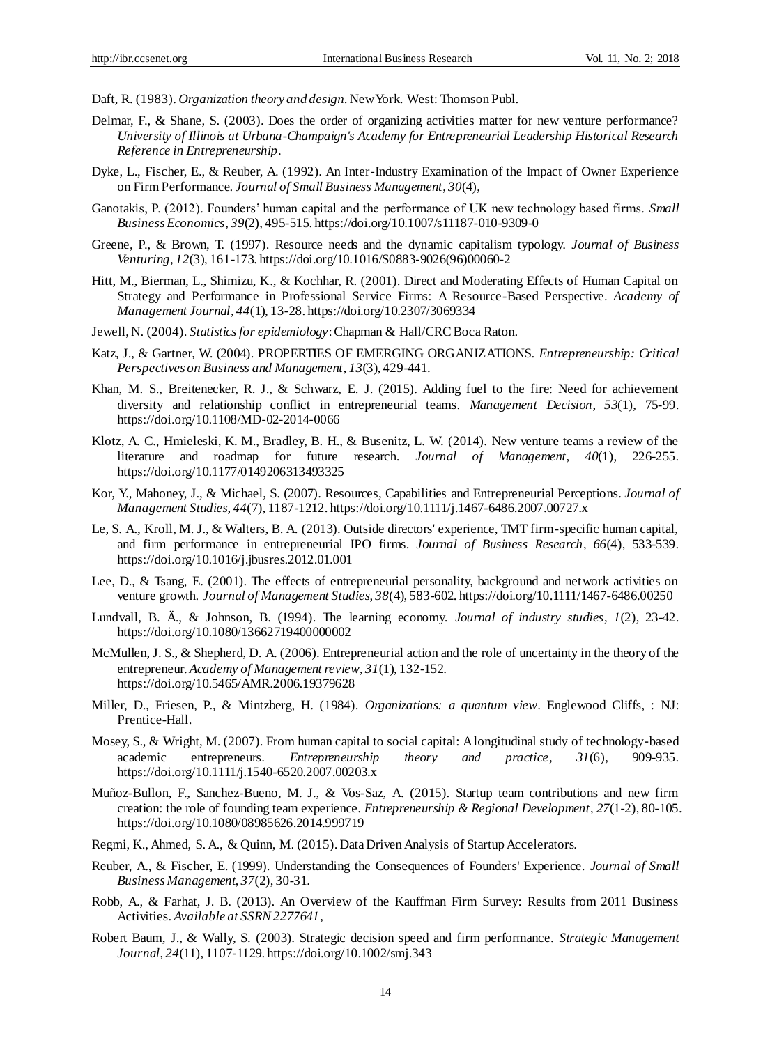Daft, R. (1983). *Organization theory and design*. New York. West: Thomson Publ.

Delmar, F., & Shane, S. (2003). Does the order of organizing activities matter for new venture performance? *University of Illinois at Urbana-Champaign's Academy for Entrepreneurial Leadership Historical Research Reference in Entrepreneurship*.

Dyke, L., Fischer, E., & Reuber, A. (1992). An Inter-Industry Examination of the Impact of Owner Experience on Firm Performance. *Journal of Small Business Management*, *30*(4),

Ganotakis, P. (2012). Founders' human capital and the performance of UK new technology based firms. *Small Business Economics*, *39*(2), 495-515. https://doi.org/10.1007/s11187-010-9309-0

Greene, P., & Brown, T. (1997). Resource needs and the dynamic capitalism typology. *Journal of Business Venturing*, *12*(3), 161-173. https://doi.org/10.1016/S0883-9026(96)00060-2

Hitt, M., Bierman, L., Shimizu, K., & Kochhar, R. (2001). Direct and Moderating Effects of Human Capital on Strategy and Performance in Professional Service Firms: A Resource-Based Perspective. *Academy of Management Journal*, *44*(1), 13-28. https://doi.org/10.2307/3069334

Jewell, N. (2004). *Statistics for epidemiology*: Chapman & Hall/CRC Boca Raton.

Katz, J., & Gartner, W. (2004). PROPERTIES OF EMERGING ORGANIZATIONS. *Entrepreneurship: Critical Perspectives on Business and Management*, *13*(3), 429-441.

Khan, M. S., Breitenecker, R. J., & Schwarz, E. J. (2015). Adding fuel to the fire: Need for achievement diversity and relationship conflict in entrepreneurial teams. *Management Decision*, *53*(1), 75-99. https://doi.org/10.1108/MD-02-2014-0066

Klotz, A. C., Hmieleski, K. M., Bradley, B. H., & Busenitz, L. W. (2014). New venture teams a review of the literature and roadmap for future research. *Journal of Management*, *40*(1), 226-255. https://doi.org/10.1177/0149206313493325

Kor, Y., Mahoney, J., & Michael, S. (2007). Resources, Capabilities and Entrepreneurial Perceptions. *Journal of Management Studies*, *44*(7), 1187-1212. https://doi.org/10.1111/j.1467-6486.2007.00727.x

Le, S. A., Kroll, M. J., & Walters, B. A. (2013). Outside directors' experience, TMT firm-specific human capital, and firm performance in entrepreneurial IPO firms. *Journal of Business Research*, *66*(4), 533-539. https://doi.org/10.1016/j.jbusres.2012.01.001

Lee, D., & Tsang, E. (2001). The effects of entrepreneurial personality, background and network activities on venture growth. *Journal of Management Studies*, *38*(4), 583-602. https://doi.org/10.1111/1467-6486.00250

Lundvall, B. Ä., & Johnson, B. (1994). The learning economy. *Journal of industry studies*, *1*(2), 23-42. https://doi.org/10.1080/13662719400000002

McMullen, J. S., & Shepherd, D. A. (2006). Entrepreneurial action and the role of uncertainty in the theory of the entrepreneur. *Academy of Management review*, *31*(1), 132-152. https://doi.org/10.5465/AMR.2006.19379628

Miller, D., Friesen, P., & Mintzberg, H. (1984). *Organizations: a quantum view*. Englewood Cliffs, : NJ: Prentice-Hall.

Mosey, S., & Wright, M. (2007). From human capital to social capital: A longitudinal study of technology-based academic entrepreneurs. *Entrepreneurship theory and practice*, *31*(6), 909-935. https://doi.org/10.1111/j.1540-6520.2007.00203.x

Muñoz-Bullon, F., Sanchez-Bueno, M. J., & Vos-Saz, A. (2015). Startup team contributions and new firm creation: the role of founding team experience. *Entrepreneurship & Regional Development*, *27*(1-2), 80-105. https://doi.org/10.1080/08985626.2014.999719

Regmi, K., Ahmed, S. A., & Quinn, M. (2015). Data Driven Analysis of Startup Accelerators.

Reuber, A., & Fischer, E. (1999). Understanding the Consequences of Founders' Experience. *Journal of Small Business Management*, *37*(2), 30-31.

Robb, A., & Farhat, J. B. (2013). An Overview of the Kauffman Firm Survey: Results from 2011 Business Activities. *Available at SSRN 2277641*,

Robert Baum, J., & Wally, S. (2003). Strategic decision speed and firm performance. *Strategic Management Journal*, *24*(11), 1107-1129. https://doi.org/10.1002/smj.343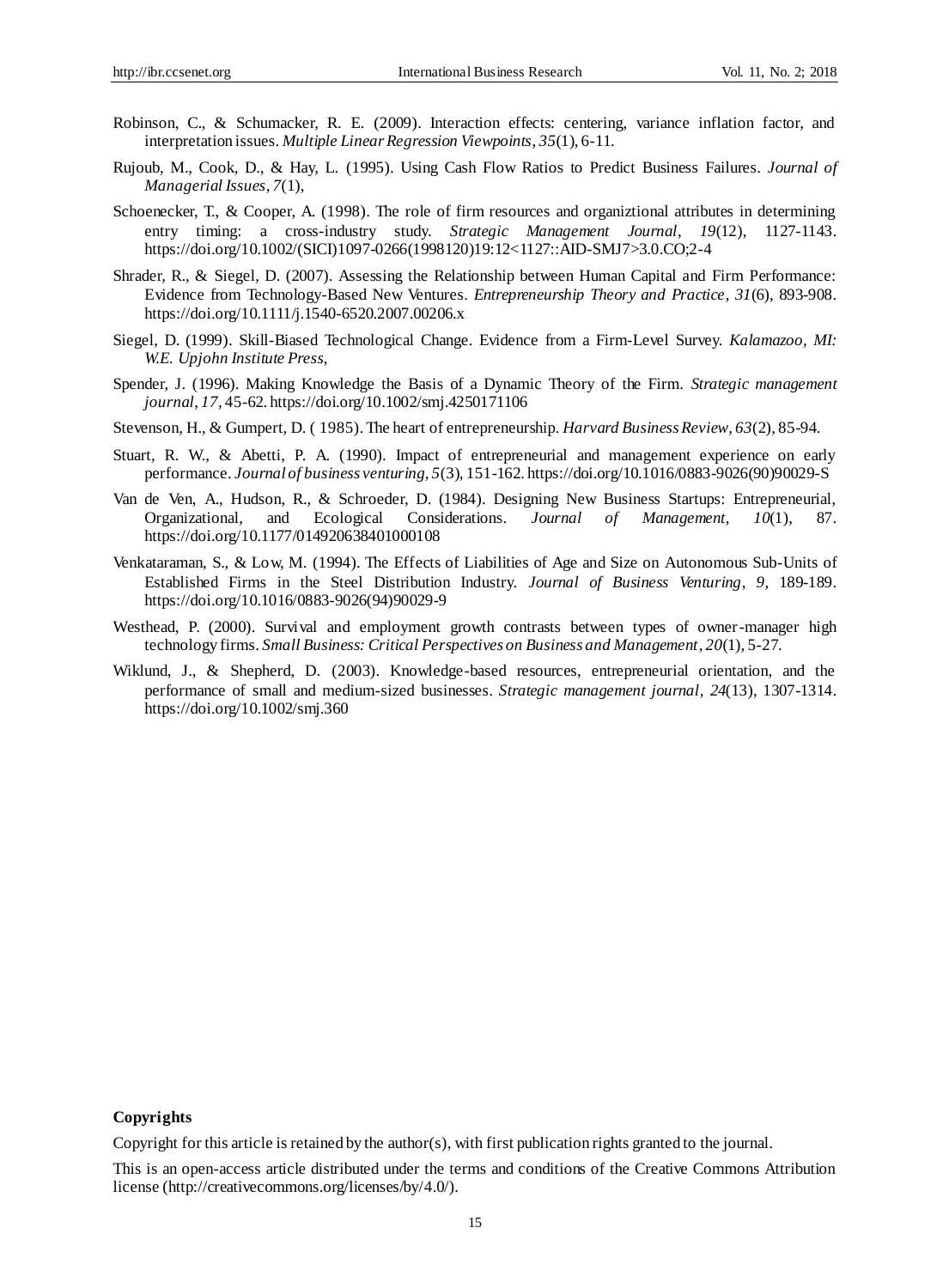Robinson, C., & Schumacker, R. E. (2009). Interaction effects: centering, variance inflation factor, and interpretation issues. *Multiple Linear Regression Viewpoints*, *35*(1), 6-11.

Rujoub, M., Cook, D., & Hay, L. (1995). Using Cash Flow Ratios to Predict Business Failures. *Journal of Managerial Issues*, *7*(1),

Schoenecker, T., & Cooper, A. (1998). The role of firm resources and organiztional attributes in determining entry timing: a cross-industry study. *Strategic Management Journal*, *19*(12), 1127-1143. https://doi.org/10.1002/(SICI)1097-0266(1998120)19:12<1127::AID-SMJ7>3.0.CO;2-4

Shrader, R., & Siegel, D. (2007). Assessing the Relationship between Human Capital and Firm Performance: Evidence from Technology-Based New Ventures. *Entrepreneurship Theory and Practice*, *31*(6), 893-908. https://doi.org/10.1111/j.1540-6520.2007.00206.x

Siegel, D. (1999). Skill-Biased Technological Change. Evidence from a Firm-Level Survey. *Kalamazoo, MI: W.E. Upjohn Institute Press*,

Spender, J. (1996). Making Knowledge the Basis of a Dynamic Theory of the Firm. *Strategic management journal*, *17*, 45-62. https://doi.org/10.1002/smj.4250171106

Stevenson, H., & Gumpert, D. ( 1985). The heart of entrepreneurship. *Harvard Business Review*, *63*(2), 85-94.

Stuart, R. W., & Abetti, P. A. (1990). Impact of entrepreneurial and management experience on early performance. *Journal of business venturing*, *5*(3), 151-162. https://doi.org/10.1016/0883-9026(90)90029-S

Van de Ven, A., Hudson, R., & Schroeder, D. (1984). Designing New Business Startups: Entrepreneurial, Organizational, and Ecological Considerations. *Journal of Management*, *10*(1), 87. https://doi.org/10.1177/014920638401000108

Venkataraman, S., & Low, M. (1994). The Effects of Liabilities of Age and Size on Autonomous Sub-Units of Established Firms in the Steel Distribution Industry. *Journal of Business Venturing*, *9*, 189-189. https://doi.org/10.1016/0883-9026(94)90029-9

Westhead, P. (2000). Survival and employment growth contrasts between types of owner-manager high technology firms. *Small Business: Critical Perspectives on Business and Management*, *20*(1), 5-27.

Wiklund, J., & Shepherd, D. (2003). Knowledge-based resources, entrepreneurial orientation, and the performance of small and medium-sized businesses. *Strategic management journal*, *24*(13), 1307-1314. https://doi.org/10.1002/smj.360

**Copyrights**

Copyright for this article is retained by the author(s), with first publication rights granted to the journal.

This is an open-access article distributed under the terms and conditions of the Creative Commons Attribution license (http://creativecommons.org/licenses/by/4.0/).